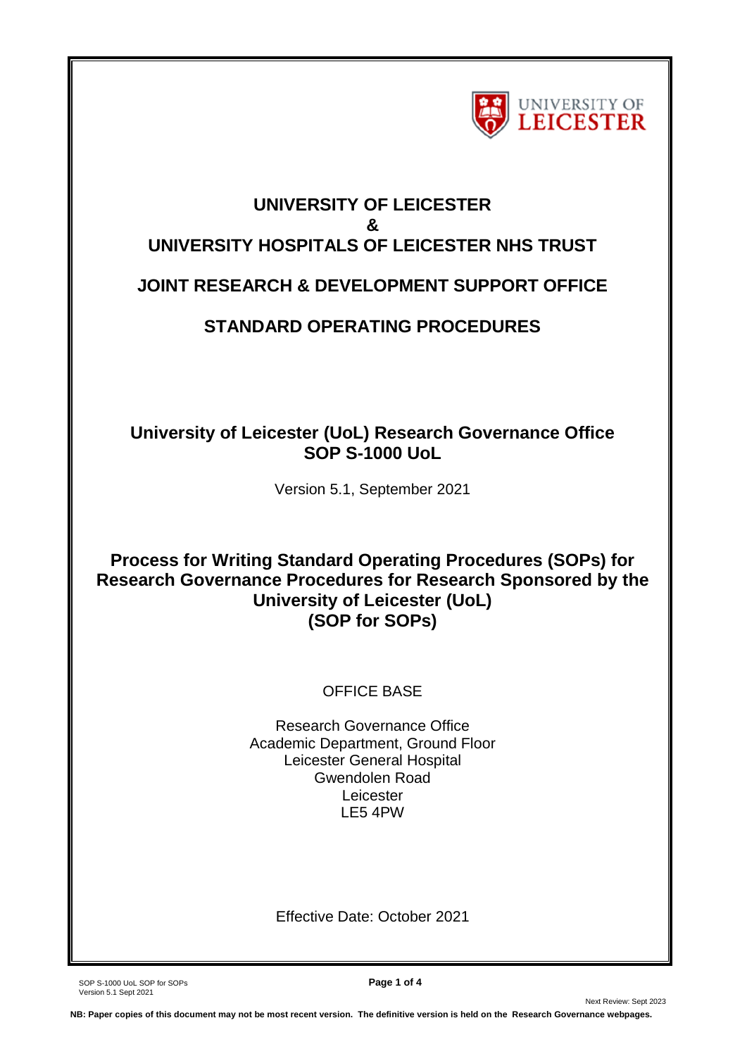# UNIVERSITY OF LEICESTER
# &
# UNIVERSITY HOSPITALS OF LEICESTER NHS TRUST

## JOINT RESEARCH & DEVELOPMENT SUPPORT OFFICE

## STANDARD OPERATING PROCEDURES

**University of Leicester (UoL) Research Governance Office**
**SOP S-1000 UoL**

Version 5.1, September 2021

**Process for Writing Standard Operating Procedures (SOPs) for Research Governance Procedures for Research Sponsored by the University of Leicester (UoL)**
**(SOP for SOPs)**

OFFICE BASE

Research Governance Office
Academic Department, Ground Floor
Leicester General Hospital
Gwendolen Road
Leicester
LE5 4PW

Effective Date: October 2021

Next Review: Sept 2023

**NB: Paper copies of this document may not be most recent version. The definitive version is held on the Research Governance webpages.**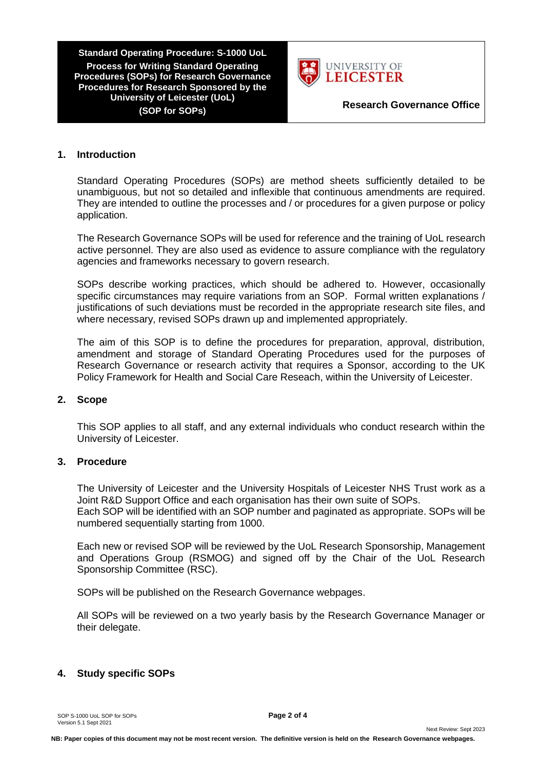## 1. Introduction

Standard Operating Procedures (SOPs) are method sheets sufficiently detailed to be unambiguous, but not so detailed and inflexible that continuous amendments are required. They are intended to outline the processes and / or procedures for a given purpose or policy application.

The Research Governance SOPs will be used for reference and the training of UoL research active personnel. They are also used as evidence to assure compliance with the regulatory agencies and frameworks necessary to govern research.

SOPs describe working practices, which should be adhered to. However, occasionally specific circumstances may require variations from an SOP. Formal written explanations / justifications of such deviations must be recorded in the appropriate research site files, and where necessary, revised SOPs drawn up and implemented appropriately.

The aim of this SOP is to define the procedures for preparation, approval, distribution, amendment and storage of Standard Operating Procedures used for the purposes of Research Governance or research activity that requires a Sponsor, according to the UK Policy Framework for Health and Social Care Reseach, within the University of Leicester.

## 2. Scope

This SOP applies to all staff, and any external individuals who conduct research within the University of Leicester.

## 3. Procedure

The University of Leicester and the University Hospitals of Leicester NHS Trust work as a Joint R&D Support Office and each organisation has their own suite of SOPs.
Each SOP will be identified with an SOP number and paginated as appropriate. SOPs will be numbered sequentially starting from 1000.

Each new or revised SOP will be reviewed by the UoL Research Sponsorship, Management and Operations Group (RSMOG) and signed off by the Chair of the UoL Research Sponsorship Committee (RSC).

SOPs will be published on the Research Governance webpages.

All SOPs will be reviewed on a two yearly basis by the Research Governance Manager or their delegate.

## 4. Study specific SOPs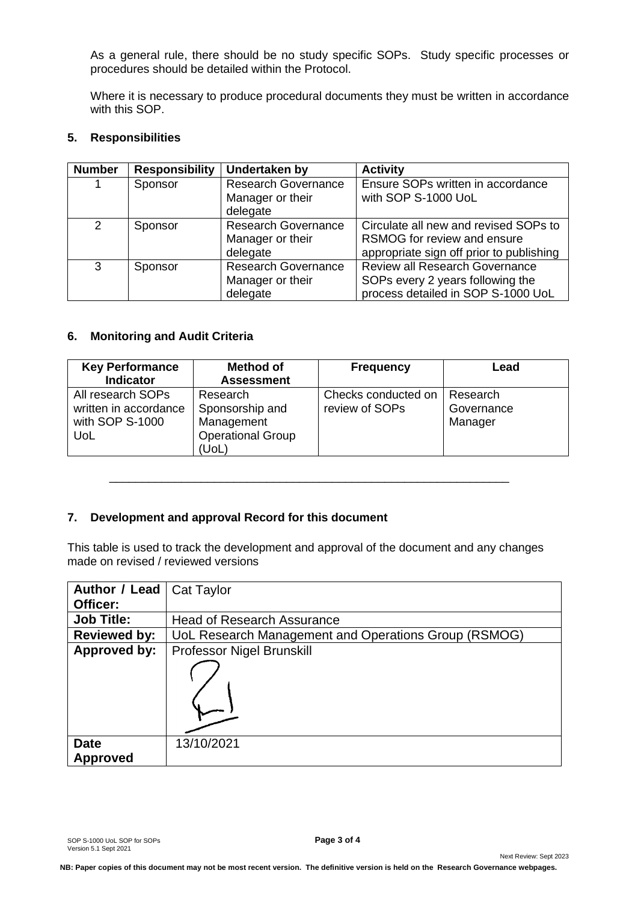As a general rule, there should be no study specific SOPs. Study specific processes or procedures should be detailed within the Protocol.

Where it is necessary to produce procedural documents they must be written in accordance with this SOP.

## 5. Responsibilities

| Number | Responsibility | Undertaken by | Activity |
|---|---|---|---|
| 1 | Sponsor | Research Governance Manager or their delegate | Ensure SOPs written in accordance with SOP S-1000 UoL |
| 2 | Sponsor | Research Governance Manager or their delegate | Circulate all new and revised SOPs to RSMOG for review and ensure appropriate sign off prior to publishing |
| 3 | Sponsor | Research Governance Manager or their delegate | Review all Research Governance SOPs every 2 years following the process detailed in SOP S-1000 UoL |

## 6. Monitoring and Audit Criteria

| Key Performance Indicator | Method of Assessment | Frequency | Lead |
|---|---|---|---|
| All research SOPs written in accordance with SOP S-1000 UoL | Research Sponsorship and Management Operational Group (UoL) | Checks conducted on review of SOPs | Research Governance Manager |

---

## 7. Development and approval Record for this document

This table is used to track the development and approval of the document and any changes made on revised / reviewed versions

| | |
|---|---|
| **Author / Lead Officer:** | Cat Taylor |
| **Job Title:** | Head of Research Assurance |
| **Reviewed by:** | UoL Research Management and Operations Group (RSMOG) |
| **Approved by:** | Professor Nigel Brunskill |
| **Date Approved** | 13/10/2021 |

NB: Paper copies of this document may not be most recent version. The definitive version is held on the Research Governance webpages.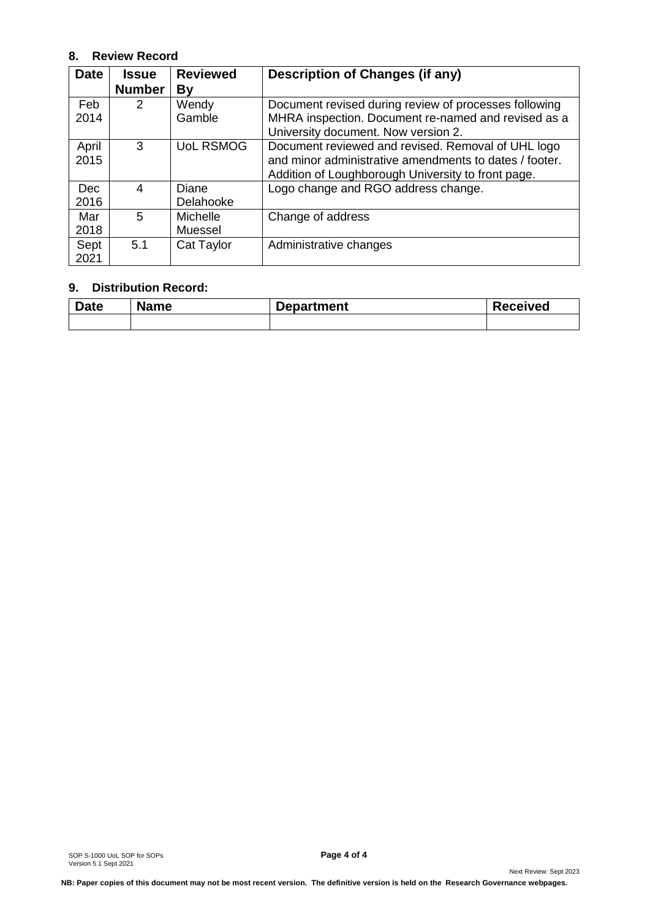## 8. Review Record

| Date | Issue Number | Reviewed By | Description of Changes (if any) |
|---|---|---|---|
| Feb 2014 | 2 | Wendy Gamble | Document revised during review of processes following MHRA inspection. Document re-named and revised as a University document. Now version 2. |
| April 2015 | 3 | UoL RSMOG | Document reviewed and revised. Removal of UHL logo and minor administrative amendments to dates / footer. Addition of Loughborough University to front page. |
| Dec 2016 | 4 | Diane Delahooke | Logo change and RGO address change. |
| Mar 2018 | 5 | Michelle Muessel | Change of address |
| Sept 2021 | 5.1 | Cat Taylor | Administrative changes |

## 9. Distribution Record:

| Date | Name | Department | Received |
|---|---|---|---|
| | | | |

NB: Paper copies of this document may not be most recent version. The definitive version is held on the Research Governance webpages.